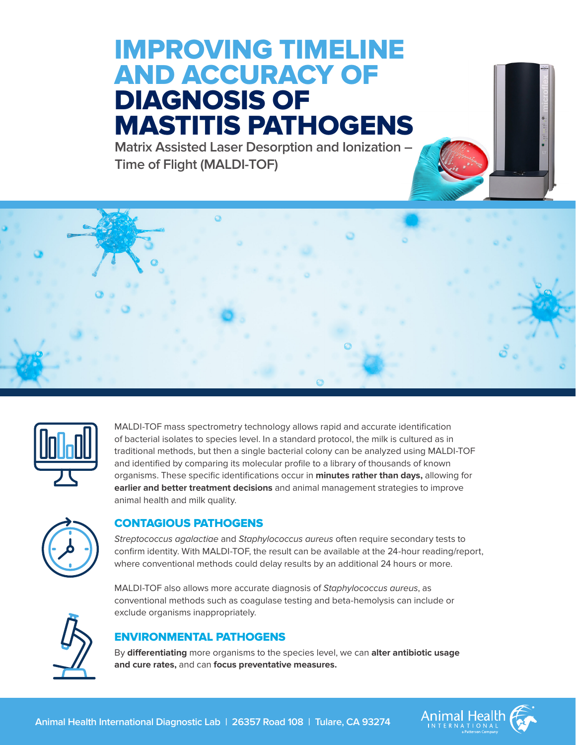# IMPROVING TIMELINE AND ACCURACY OF DIAGNOSIS OF MASTITIS PATHOGENS

## Matrix Assisted Laser Desorption and Ionization – Time of Flight (MALDI-TOF)

MALDI-TOF mass spectrometry technology allows rapid and accurate identification of bacterial isolates to species level. In a standard protocol, the milk is cultured as in traditional methods, but then a single bacterial colony can be analyzed using MALDI-TOF and identified by comparing its molecular profile to a library of thousands of known organisms. These specific identifications occur in **minutes rather than days,** allowing for **earlier and better treatment decisions** and animal management strategies to improve animal health and milk quality.

## CONTAGIOUS PATHOGENS

*Streptococcus agalactiae* and *Staphylococcus aureus* often require secondary tests to confirm identity. With MALDI-TOF, the result can be available at the 24-hour reading/report, where conventional methods could delay results by an additional 24 hours or more.

MALDI-TOF also allows more accurate diagnosis of *Staphylococcus aureus*, as conventional methods such as coagulase testing and beta-hemolysis can include or exclude organisms inappropriately.

## ENVIRONMENTAL PATHOGENS

By **differentiating** more organisms to the species level, we can **alter antibiotic usage and cure rates,** and can **focus preventative measures.**

Animal Health International Diagnostic Lab | 26357 Road 108 | Tulare, CA 93274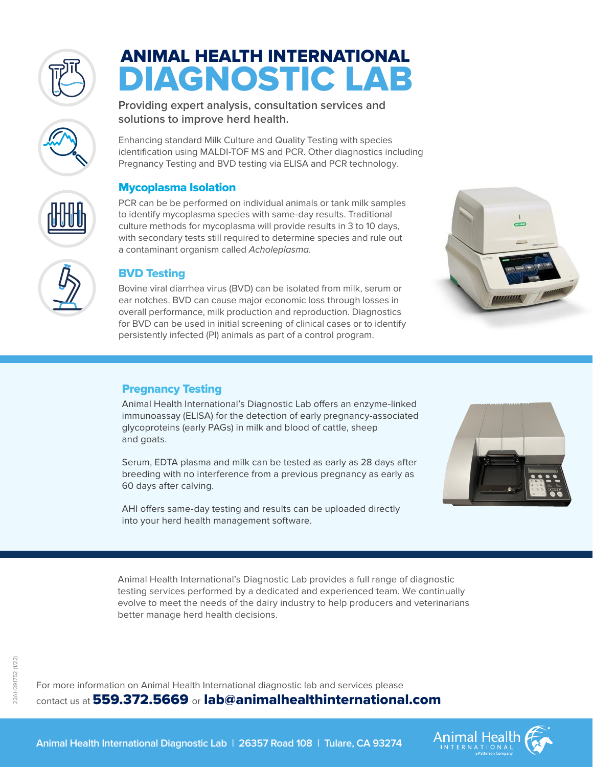# ANIMAL HEALTH INTERNATIONAL DIAGNOSTIC LAB

**Providing expert analysis, consultation services and solutions to improve herd health.**

Enhancing standard Milk Culture and Quality Testing with species identification using MALDI-TOF MS and PCR. Other diagnostics including Pregnancy Testing and BVD testing via ELISA and PCR technology.

## Mycoplasma Isolation

PCR can be be performed on individual animals or tank milk samples to identify mycoplasma species with same-day results. Traditional culture methods for mycoplasma will provide results in 3 to 10 days, with secondary tests still required to determine species and rule out a contaminant organism called *Acholeplasma*.

## BVD Testing

Bovine viral diarrhea virus (BVD) can be isolated from milk, serum or ear notches. BVD can cause major economic loss through losses in overall performance, milk production and reproduction. Diagnostics for BVD can be used in initial screening of clinical cases or to identify persistently infected (PI) animals as part of a control program.

## Pregnancy Testing

Animal Health International's Diagnostic Lab offers an enzyme-linked immunoassay (ELISA) for the detection of early pregnancy-associated glycoproteins (early PAGs) in milk and blood of cattle, sheep and goats.

Serum, EDTA plasma and milk can be tested as early as 28 days after breeding with no interference from a previous pregnancy as early as 60 days after calving.

AHI offers same-day testing and results can be uploaded directly into your herd health management software.

Animal Health International's Diagnostic Lab provides a full range of diagnostic testing services performed by a dedicated and experienced team. We continually evolve to meet the needs of the dairy industry to help producers and veterinarians better manage herd health decisions.

For more information on Animal Health International diagnostic lab and services please contact us at **559.372.5669** or **lab@animalhealthinternational.com**

22AH391752 (1/22)

**Animal Health International Diagnostic Lab | 26357 Road 108 | Tulare, CA 93274**

Animal Health International
a Patterson Company